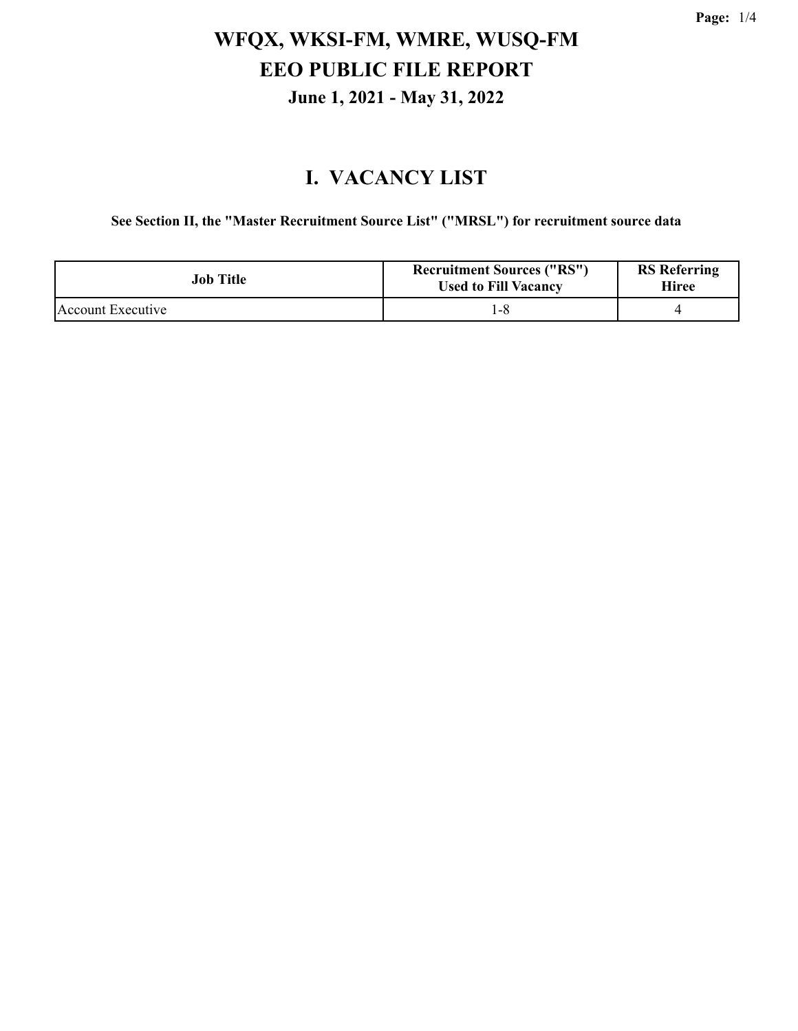# WFQX, WKSI-FM, WMRE, WUSQ-FM

## EEO PUBLIC FILE REPORT

### June 1, 2021 - May 31, 2022

## I. VACANCY LIST

**See Section II, the "Master Recruitment Source List" ("MRSL") for recruitment source data**

| Job Title | Recruitment Sources ("RS") Used to Fill Vacancy | RS Referring Hiree |
|---|---|---|
| Account Executive | 1-8 | 4 |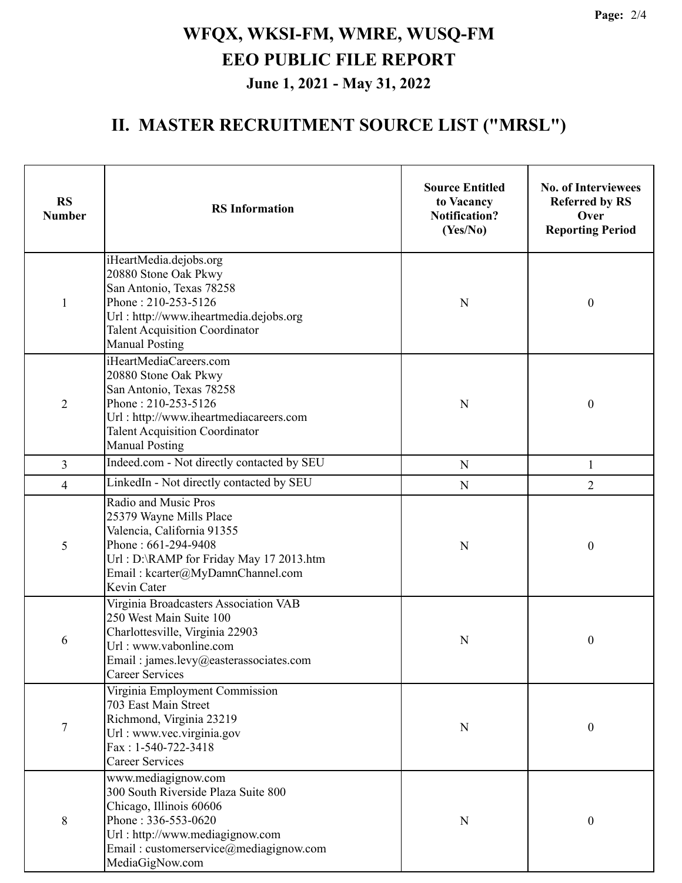# WFQX, WKSI-FM, WMRE, WUSQ-FM

## EEO PUBLIC FILE REPORT

### June 1, 2021 - May 31, 2022

## II. MASTER RECRUITMENT SOURCE LIST ("MRSL")

| RS Number | RS Information | Source Entitled to Vacancy Notification? (Yes/No) | No. of Interviewees Referred by RS Over Reporting Period |
|---|---|---|---|
| 1 | iHeartMedia.dejobs.org<br>20880 Stone Oak Pkwy<br>San Antonio, Texas 78258<br>Phone : 210-253-5126<br>Url : http://www.iheartmedia.dejobs.org<br>Talent Acquisition Coordinator<br>Manual Posting | N | 0 |
| 2 | iHeartMediaCareers.com<br>20880 Stone Oak Pkwy<br>San Antonio, Texas 78258<br>Phone : 210-253-5126<br>Url : http://www.iheartmediacareers.com<br>Talent Acquisition Coordinator<br>Manual Posting | N | 0 |
| 3 | Indeed.com - Not directly contacted by SEU | N | 1 |
| 4 | LinkedIn - Not directly contacted by SEU | N | 2 |
| 5 | Radio and Music Pros<br>25379 Wayne Mills Place<br>Valencia, California 91355<br>Phone : 661-294-9408<br>Url : D:\RAMP for Friday May 17 2013.htm<br>Email : kcarter@MyDamnChannel.com<br>Kevin Cater | N | 0 |
| 6 | Virginia Broadcasters Association VAB<br>250 West Main Suite 100<br>Charlottesville, Virginia 22903<br>Url : www.vabonline.com<br>Email : james.levy@easterassociates.com<br>Career Services | N | 0 |
| 7 | Virginia Employment Commission<br>703 East Main Street<br>Richmond, Virginia 23219<br>Url : www.vec.virginia.gov<br>Fax : 1-540-722-3418<br>Career Services | N | 0 |
| 8 | www.mediagignow.com<br>300 South Riverside Plaza Suite 800<br>Chicago, Illinois 60606<br>Phone : 336-553-0620<br>Url : http://www.mediagignow.com<br>Email : customerservice@mediagignow.com<br>MediaGigNow.com | N | 0 |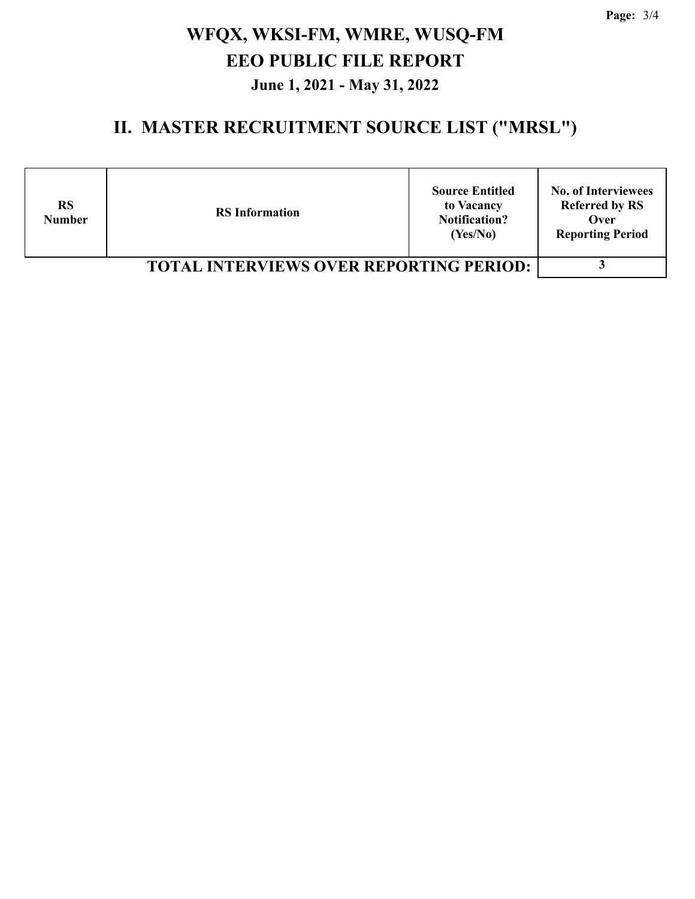# WFQX, WKSI-FM, WMRE, WUSQ-FM

## EEO PUBLIC FILE REPORT

### June 1, 2021 - May 31, 2022

## II. MASTER RECRUITMENT SOURCE LIST ("MRSL")

| RS Number | RS Information | Source Entitled to Vacancy Notification? (Yes/No) | No. of Interviewees Referred by RS Over Reporting Period |
|---|---|---|---|
| | | **TOTAL INTERVIEWS OVER REPORTING PERIOD:** | 3 |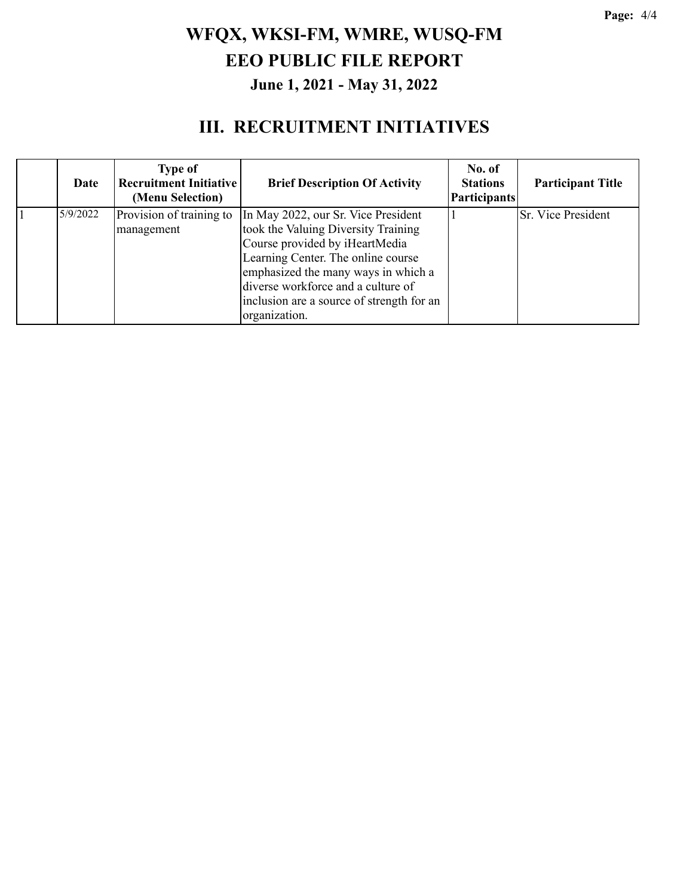# WFQX, WKSI-FM, WMRE, WUSQ-FM
# EEO PUBLIC FILE REPORT
### June 1, 2021 - May 31, 2022

## III. RECRUITMENT INITIATIVES

| | Date | Type of Recruitment Initiative (Menu Selection) | Brief Description Of Activity | No. of Stations Participants | Participant Title |
|---|---|---|---|---|---|
| 1 | 5/9/2022 | Provision of training to management | In May 2022, our Sr. Vice President took the Valuing Diversity Training Course provided by iHeartMedia Learning Center. The online course emphasized the many ways in which a diverse workforce and a culture of inclusion are a source of strength for an organization. | 1 | Sr. Vice President |